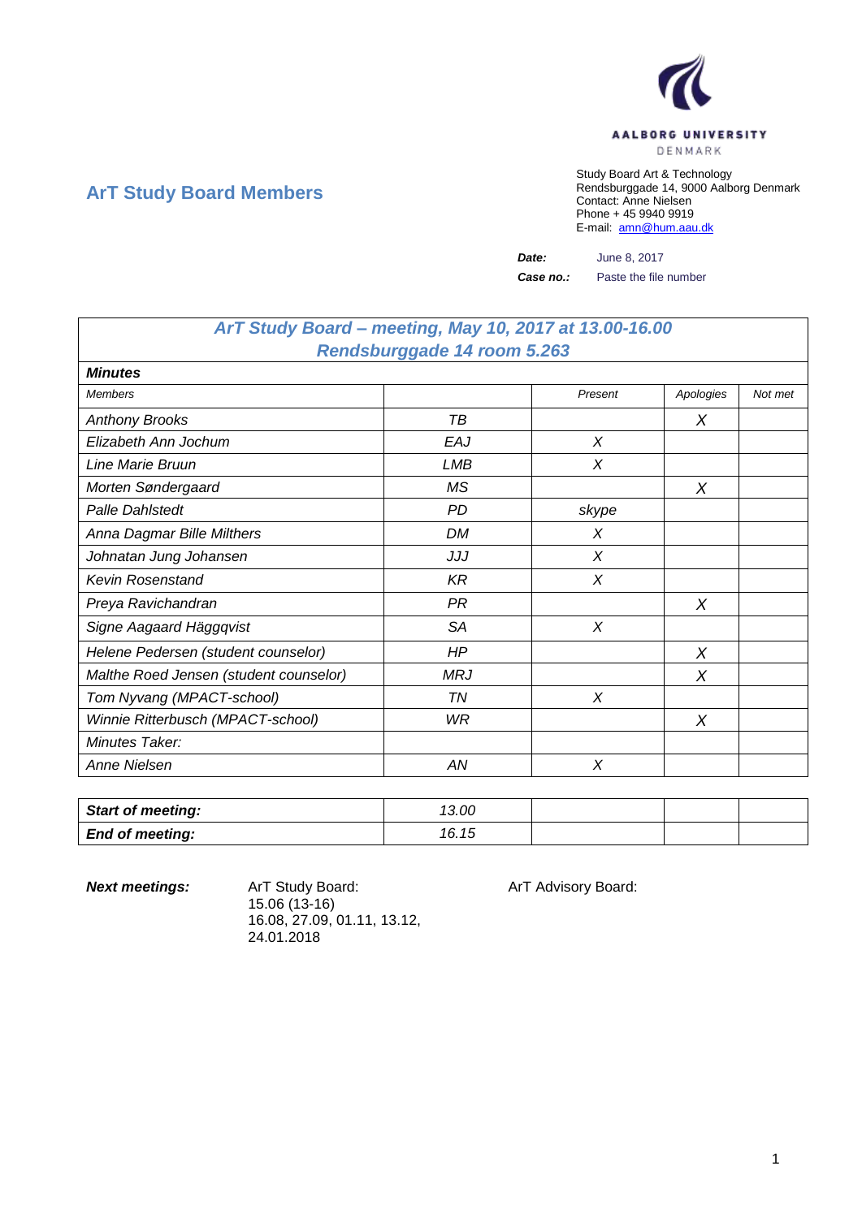AALBORG UNIVERSITY
DENMARK

## ArT Study Board Members

Study Board Art & Technology
Rendsburggade 14, 9000 Aalborg Denmark
Contact: Anne Nielsen
Phone + 45 9940 9919
E-mail: amn@hum.aau.dk

***Date:*** June 8, 2017

***Case no.:*** Paste the file number

| *ArT Study Board – meeting, May 10, 2017 at 13.00-16.00 Rendsburggade 14 room 5.263* | | | | |
|---|---|---|---|---|
| ***Minutes*** | | | | |
| *Members* | | *Present* | *Apologies* | *Not met* |
| *Anthony Brooks* | *TB* | | *X* | |
| *Elizabeth Ann Jochum* | *EAJ* | *X* | | |
| *Line Marie Bruun* | *LMB* | *X* | | |
| *Morten Søndergaard* | *MS* | | *X* | |
| *Palle Dahlstedt* | *PD* | *skype* | | |
| *Anna Dagmar Bille Milthers* | *DM* | *X* | | |
| *Johnatan Jung Johansen* | *JJJ* | *X* | | |
| *Kevin Rosenstand* | *KR* | *X* | | |
| *Preya Ravichandran* | *PR* | | *X* | |
| *Signe Aagaard Häggqvist* | *SA* | *X* | | |
| *Helene Pedersen (student counselor)* | *HP* | | *X* | |
| *Malthe Roed Jensen (student counselor)* | *MRJ* | | *X* | |
| *Tom Nyvang (MPACT-school)* | *TN* | *X* | | |
| *Winnie Ritterbusch (MPACT-school)* | *WR* | | *X* | |
| *Minutes Taker:* | | | | |
| *Anne Nielsen* | *AN* | *X* | | |

| ***Start of meeting:*** | *13.00* | | | |
|---|---|---|---|---|
| ***End of meeting:*** | *16.15* | | | |

***Next meetings:***

ArT Study Board:
15.06 (13-16)
16.08, 27.09, 01.11, 13.12,
24.01.2018

ArT Advisory Board: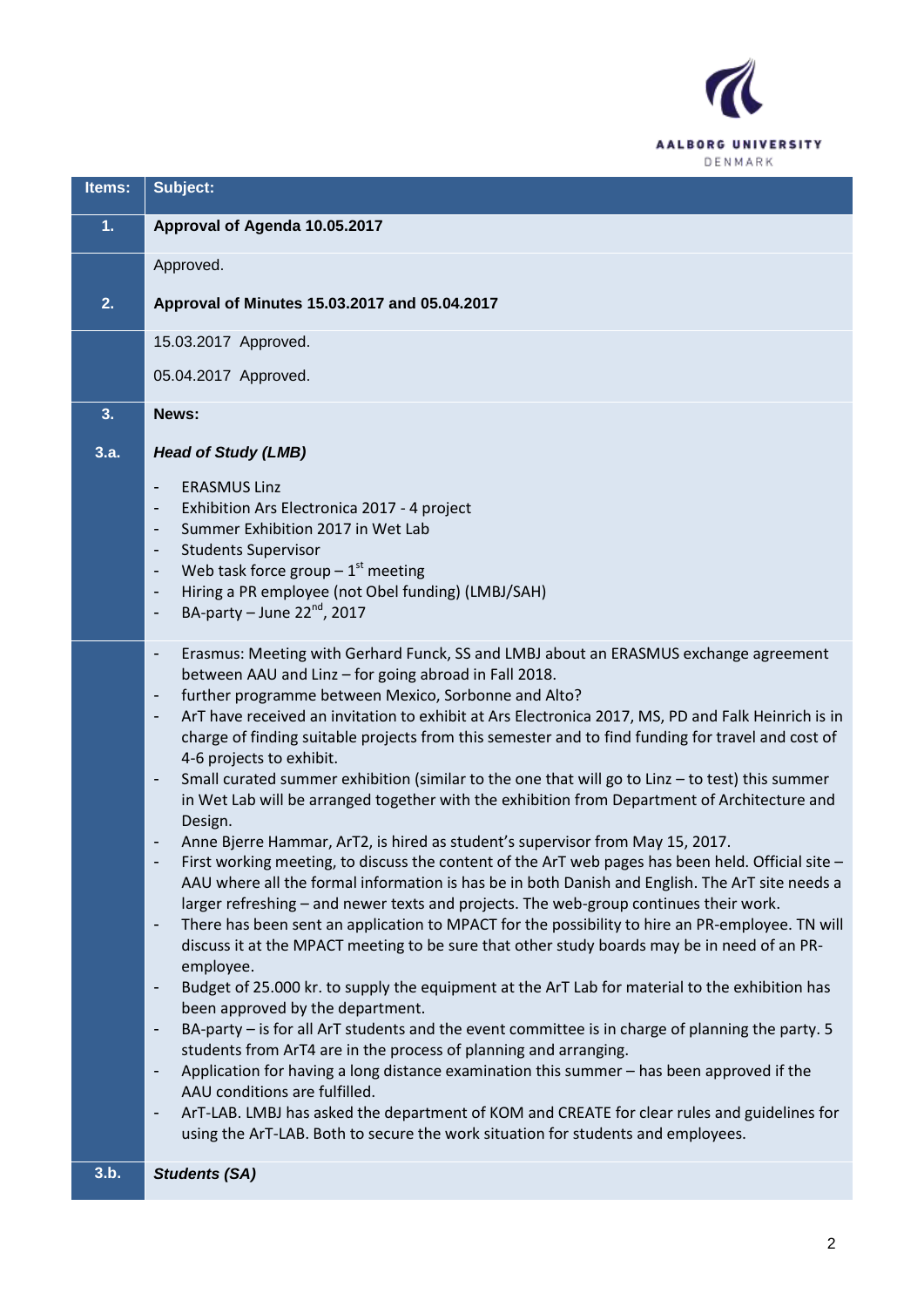| Items: | Subject: |
|---|---|
| 1. | **Approval of Agenda 10.05.2017** |
| | Approved. |
| 2. | **Approval of Minutes 15.03.2017 and 05.04.2017** |
| | 15.03.2017 Approved.<br><br>05.04.2017 Approved. |
| 3. | **News:** |
| 3.a. | ***Head of Study (LMB)***<br><br>- ERASMUS Linz<br>- Exhibition Ars Electronica 2017 - 4 project<br>- Summer Exhibition 2017 in Wet Lab<br>- Students Supervisor<br>- Web task force group – 1st meeting<br>- Hiring a PR employee (not Obel funding) (LMBJ/SAH)<br>- BA-party – June 22nd, 2017 |
| | - Erasmus: Meeting with Gerhard Funck, SS and LMBJ about an ERASMUS exchange agreement between AAU and Linz – for going abroad in Fall 2018.<br>- further programme between Mexico, Sorbonne and Alto?<br>- ArT have received an invitation to exhibit at Ars Electronica 2017, MS, PD and Falk Heinrich is in charge of finding suitable projects from this semester and to find funding for travel and cost of 4-6 projects to exhibit.<br>- Small curated summer exhibition (similar to the one that will go to Linz – to test) this summer in Wet Lab will be arranged together with the exhibition from Department of Architecture and Design.<br>- Anne Bjerre Hammar, ArT2, is hired as student's supervisor from May 15, 2017.<br>- First working meeting, to discuss the content of the ArT web pages has been held. Official site – AAU where all the formal information is has be in both Danish and English. The ArT site needs a larger refreshing – and newer texts and projects. The web-group continues their work.<br>- There has been sent an application to MPACT for the possibility to hire an PR-employee. TN will discuss it at the MPACT meeting to be sure that other study boards may be in need of an PR-employee.<br>- Budget of 25.000 kr. to supply the equipment at the ArT Lab for material to the exhibition has been approved by the department.<br>- BA-party – is for all ArT students and the event committee is in charge of planning the party. 5 students from ArT4 are in the process of planning and arranging.<br>- Application for having a long distance examination this summer – has been approved if the AAU conditions are fulfilled.<br>- ArT-LAB. LMBJ has asked the department of KOM and CREATE for clear rules and guidelines for using the ArT-LAB. Both to secure the work situation for students and employees. |
| 3.b. | ***Students (SA)*** |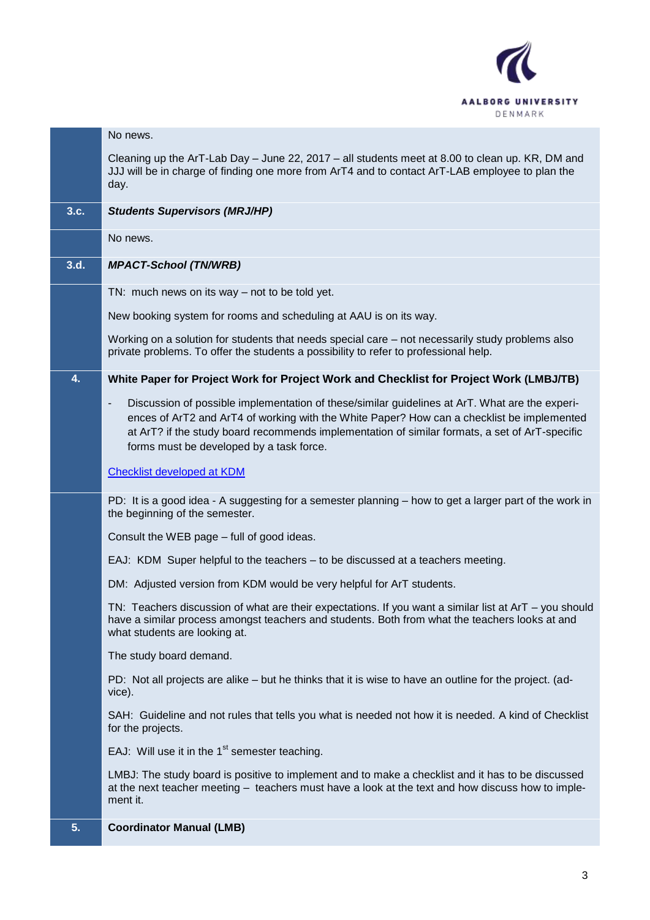No news.

Cleaning up the ArT-Lab Day – June 22, 2017 – all students meet at 8.00 to clean up. KR, DM and JJJ will be in charge of finding one more from ArT4 and to contact ArT-LAB employee to plan the day.

| | |
|---|---|
| **3.c.** | ***Students Supervisors (MRJ/HP)*** |
| | No news. |
| **3.d.** | ***MPACT-School (TN/WRB)*** |
| | TN: much news on its way – not to be told yet.<br><br>New booking system for rooms and scheduling at AAU is on its way.<br><br>Working on a solution for students that needs special care – not necessarily study problems also private problems. To offer the students a possibility to refer to professional help. |
| **4.** | **White Paper for Project Work for Project Work and Checklist for Project Work (LMBJ/TB)** |
| | - Discussion of possible implementation of these/similar guidelines at ArT. What are the experiences of ArT2 and ArT4 of working with the White Paper? How can a checklist be implemented at ArT? if the study board recommends implementation of similar formats, a set of ArT-specific forms must be developed by a task force.<br><br>Checklist developed at KDM |
| | PD: It is a good idea - A suggesting for a semester planning – how to get a larger part of the work in the beginning of the semester.<br><br>Consult the WEB page – full of good ideas.<br><br>EAJ: KDM Super helpful to the teachers – to be discussed at a teachers meeting.<br><br>DM: Adjusted version from KDM would be very helpful for ArT students.<br><br>TN: Teachers discussion of what are their expectations. If you want a similar list at ArT – you should have a similar process amongst teachers and students. Both from what the teachers looks at and what students are looking at.<br><br>The study board demand.<br><br>PD: Not all projects are alike – but he thinks that it is wise to have an outline for the project. (advice).<br><br>SAH: Guideline and not rules that tells you what is needed not how it is needed. A kind of Checklist for the projects.<br><br>EAJ: Will use it in the 1st semester teaching.<br><br>LMBJ: The study board is positive to implement and to make a checklist and it has to be discussed at the next teacher meeting – teachers must have a look at the text and how discuss how to implement it. |
| **5.** | **Coordinator Manual (LMB)** |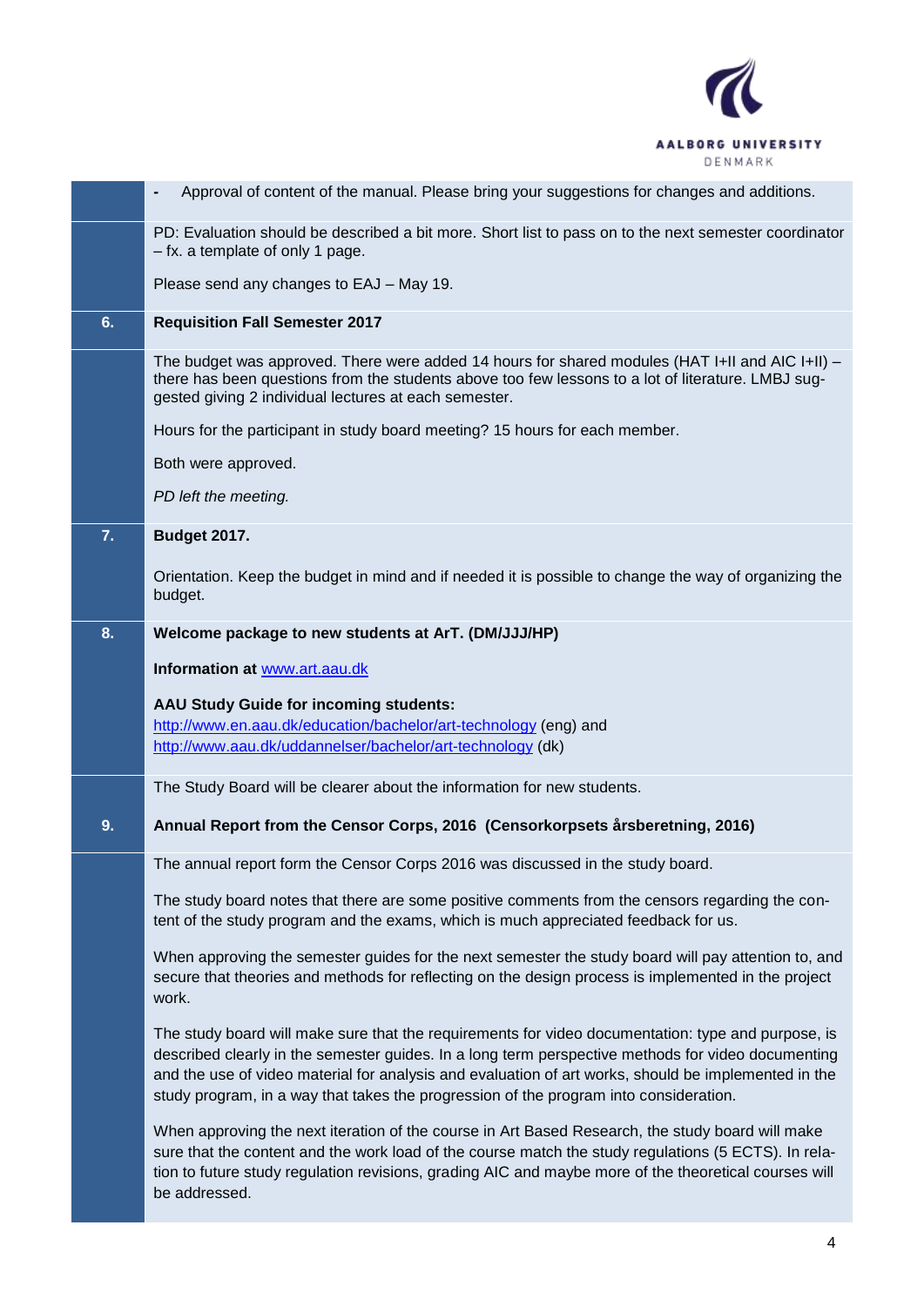| | |
|---|---|
| | - Approval of content of the manual. Please bring your suggestions for changes and additions. |
| | PD: Evaluation should be described a bit more. Short list to pass on to the next semester coordinator – fx. a template of only 1 page.<br><br>Please send any changes to EAJ – May 19. |
| **6.** | **Requisition Fall Semester 2017** |
| | The budget was approved. There were added 14 hours for shared modules (HAT I+II and AIC I+II) – there has been questions from the students above too few lessons to a lot of literature. LMBJ suggested giving 2 individual lectures at each semester.<br><br>Hours for the participant in study board meeting? 15 hours for each member.<br><br>Both were approved.<br><br>*PD left the meeting.* |
| **7.** | **Budget 2017.**<br><br>Orientation. Keep the budget in mind and if needed it is possible to change the way of organizing the budget. |
| **8.** | **Welcome package to new students at ArT. (DM/JJJ/HP)**<br><br>**Information at** www.art.aau.dk<br><br>**AAU Study Guide for incoming students:**<br>http://www.en.aau.dk/education/bachelor/art-technology (eng) and<br>http://www.aau.dk/uddannelser/bachelor/art-technology (dk) |
| | The Study Board will be clearer about the information for new students. |
| **9.** | **Annual Report from the Censor Corps, 2016 (Censorkorpsets årsberetning, 2016)** |
| | The annual report form the Censor Corps 2016 was discussed in the study board.<br><br>The study board notes that there are some positive comments from the censors regarding the content of the study program and the exams, which is much appreciated feedback for us.<br><br>When approving the semester guides for the next semester the study board will pay attention to, and secure that theories and methods for reflecting on the design process is implemented in the project work.<br><br>The study board will make sure that the requirements for video documentation: type and purpose, is described clearly in the semester guides. In a long term perspective methods for video documenting and the use of video material for analysis and evaluation of art works, should be implemented in the study program, in a way that takes the progression of the program into consideration.<br><br>When approving the next iteration of the course in Art Based Research, the study board will make sure that the content and the work load of the course match the study regulations (5 ECTS). In relation to future study regulation revisions, grading AIC and maybe more of the theoretical courses will be addressed. |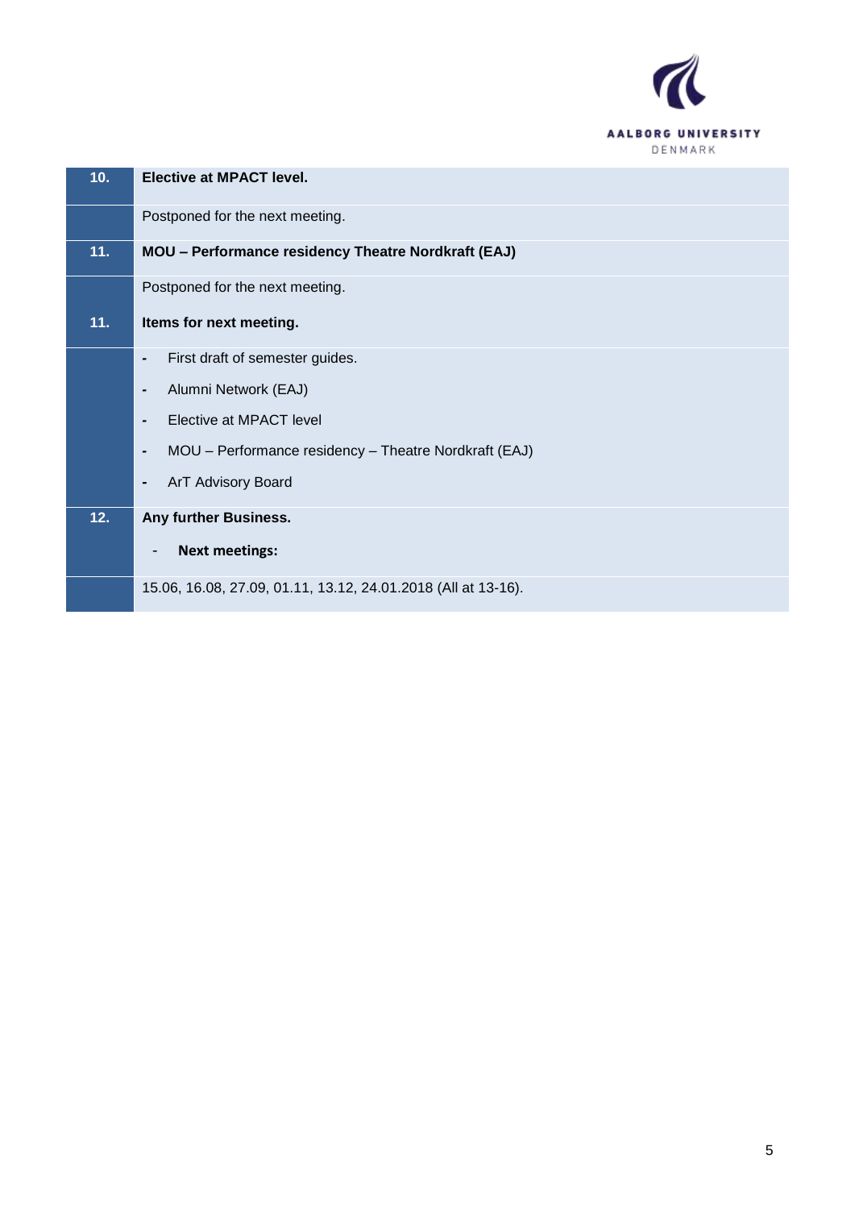| | |
|---|---|
| **10.** | **Elective at MPACT level.** |
| | Postponed for the next meeting. |
| **11.** | **MOU – Performance residency Theatre Nordkraft (EAJ)** |
| | Postponed for the next meeting. |
| **11.** | **Items for next meeting.** |
| | - First draft of semester guides.<br>- Alumni Network (EAJ)<br>- Elective at MPACT level<br>- MOU – Performance residency – Theatre Nordkraft (EAJ)<br>- ArT Advisory Board |
| **12.** | **Any further Business.**<br>- **Next meetings:** |
| | 15.06, 16.08, 27.09, 01.11, 13.12, 24.01.2018 (All at 13-16). |